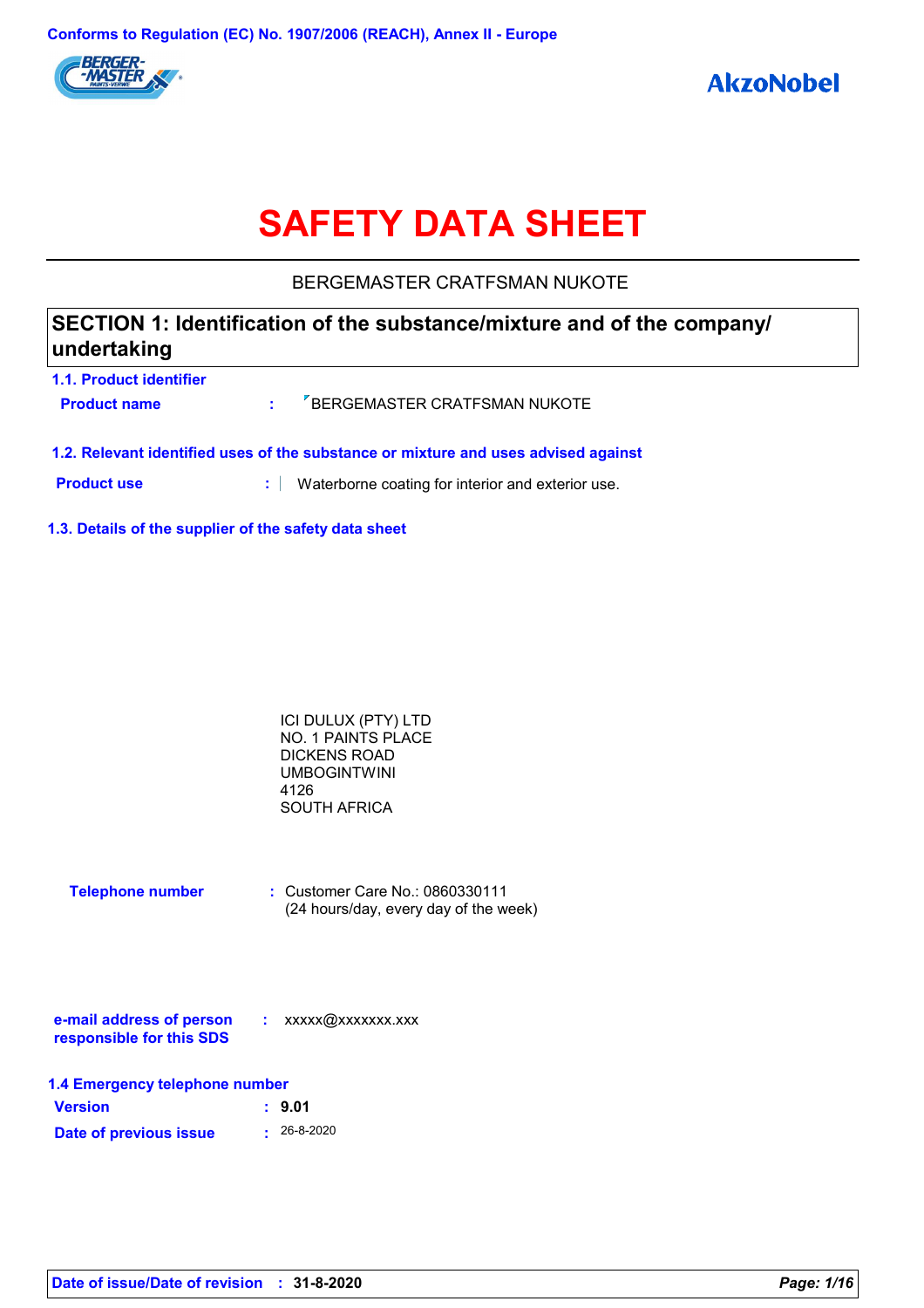Conforms to Regulation (EC) No. 1907/2006 (REACH), Annex II - Europe

# SAFETY DATA SHEET

BERGEMASTER CRATFSMAN NUKOTE

## SECTION 1: Identification of the substance/mixture and of the company/ undertaking

### 1.1. Product identifier

**Product name** : BERGEMASTER CRATFSMAN NUKOTE

### 1.2. Relevant identified uses of the substance or mixture and uses advised against

**Product use** : Waterborne coating for interior and exterior use.

### 1.3. Details of the supplier of the safety data sheet

ICI DULUX (PTY) LTD
NO. 1 PAINTS PLACE
DICKENS ROAD
UMBOGINTWINI
4126
SOUTH AFRICA

**Telephone number** : Customer Care No.: 0860330111
(24 hours/day, every day of the week)

**e-mail address of person responsible for this SDS** : xxxxx@xxxxxxx.xxx

### 1.4 Emergency telephone number

**Version** : 9.01

**Date of previous issue** : 26-8-2020

**Date of issue/Date of revision** : 31-8-2020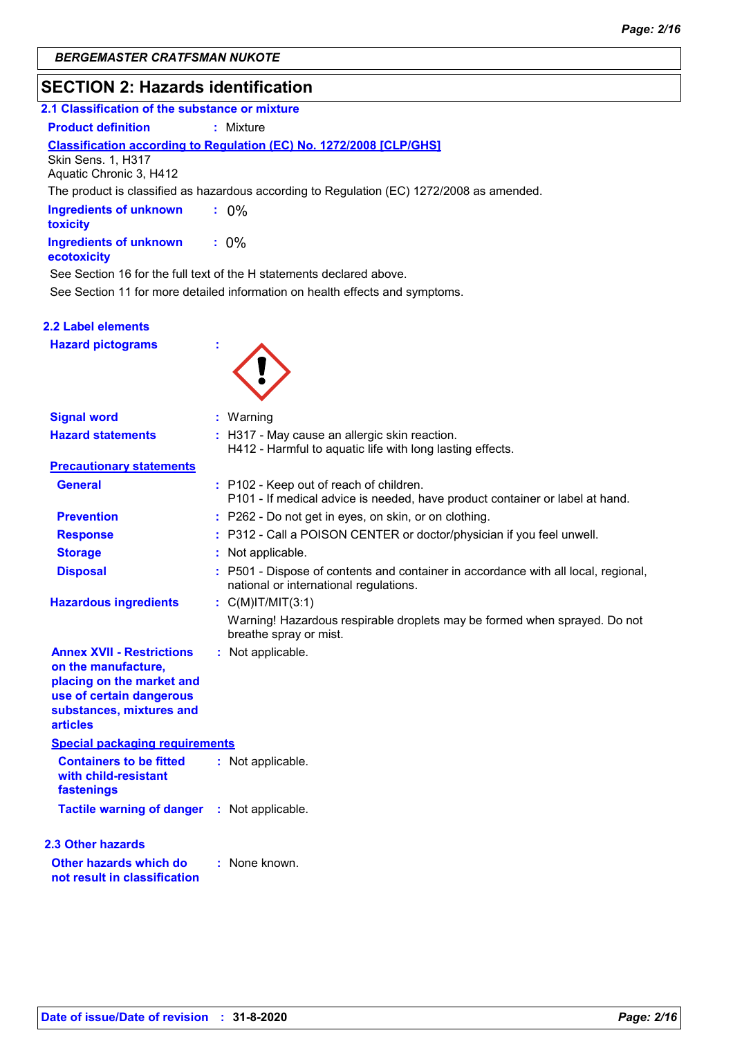## SECTION 2: Hazards identification

### 2.1 Classification of the substance or mixture

**Product definition** : Mixture

**Classification according to Regulation (EC) No. 1272/2008 [CLP/GHS]**

Skin Sens. 1, H317
Aquatic Chronic 3, H412

The product is classified as hazardous according to Regulation (EC) 1272/2008 as amended.

**Ingredients of unknown toxicity** : 0%

**Ingredients of unknown ecotoxicity** : 0%

See Section 16 for the full text of the H statements declared above.

See Section 11 for more detailed information on health effects and symptoms.

### 2.2 Label elements

**Hazard pictograms** :

**Signal word** : Warning

**Hazard statements** : H317 - May cause an allergic skin reaction.
H412 - Harmful to aquatic life with long lasting effects.

**Precautionary statements**

**General** : P102 - Keep out of reach of children.
P101 - If medical advice is needed, have product container or label at hand.

**Prevention** : P262 - Do not get in eyes, on skin, or on clothing.

**Response** : P312 - Call a POISON CENTER or doctor/physician if you feel unwell.

**Storage** : Not applicable.

**Disposal** : P501 - Dispose of contents and container in accordance with all local, regional, national or international regulations.

**Hazardous ingredients** : C(M)IT/MIT(3:1)

Warning! Hazardous respirable droplets may be formed when sprayed. Do not breathe spray or mist.

**Annex XVII - Restrictions on the manufacture, placing on the market and use of certain dangerous substances, mixtures and articles** : Not applicable.

**Special packaging requirements**

**Containers to be fitted with child-resistant fastenings** : Not applicable.

**Tactile warning of danger** : Not applicable.

### 2.3 Other hazards

**Other hazards which do not result in classification** : None known.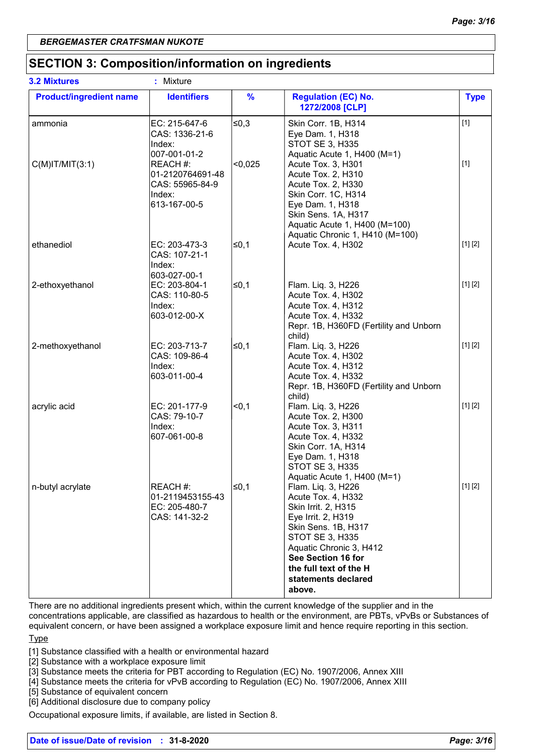## SECTION 3: Composition/information on ingredients

**3.2 Mixtures** : Mixture

| Product/ingredient name | Identifiers | % | Regulation (EC) No. 1272/2008 [CLP] | Type |
|---|---|---|---|---|
| ammonia | EC: 215-647-6<br>CAS: 1336-21-6<br>Index: 007-001-01-2 | ≤0,3 | Skin Corr. 1B, H314<br>Eye Dam. 1, H318<br>STOT SE 3, H335<br>Aquatic Acute 1, H400 (M=1) | [1] |
| C(M)IT/MIT(3:1) | REACH #: 01-2120764691-48<br>CAS: 55965-84-9<br>Index: 613-167-00-5 | <0,025 | Acute Tox. 3, H301<br>Acute Tox. 2, H310<br>Acute Tox. 2, H330<br>Skin Corr. 1C, H314<br>Eye Dam. 1, H318<br>Skin Sens. 1A, H317<br>Aquatic Acute 1, H400 (M=100)<br>Aquatic Chronic 1, H410 (M=100) | [1] |
| ethanediol | EC: 203-473-3<br>CAS: 107-21-1<br>Index: 603-027-00-1 | ≤0,1 | Acute Tox. 4, H302 | [1] [2] |
| 2-ethoxyethanol | EC: 203-804-1<br>CAS: 110-80-5<br>Index: 603-012-00-X | ≤0,1 | Flam. Liq. 3, H226<br>Acute Tox. 4, H302<br>Acute Tox. 4, H312<br>Acute Tox. 4, H332<br>Repr. 1B, H360FD (Fertility and Unborn child) | [1] [2] |
| 2-methoxyethanol | EC: 203-713-7<br>CAS: 109-86-4<br>Index: 603-011-00-4 | ≤0,1 | Flam. Liq. 3, H226<br>Acute Tox. 4, H302<br>Acute Tox. 4, H312<br>Acute Tox. 4, H332<br>Repr. 1B, H360FD (Fertility and Unborn child) | [1] [2] |
| acrylic acid | EC: 201-177-9<br>CAS: 79-10-7<br>Index: 607-061-00-8 | <0,1 | Flam. Liq. 3, H226<br>Acute Tox. 2, H300<br>Acute Tox. 3, H311<br>Acute Tox. 4, H332<br>Skin Corr. 1A, H314<br>Eye Dam. 1, H318<br>STOT SE 3, H335<br>Aquatic Acute 1, H400 (M=1) | [1] [2] |
| n-butyl acrylate | REACH #: 01-2119453155-43<br>EC: 205-480-7<br>CAS: 141-32-2 | ≤0,1 | Flam. Liq. 3, H226<br>Acute Tox. 4, H332<br>Skin Irrit. 2, H315<br>Eye Irrit. 2, H319<br>Skin Sens. 1B, H317<br>STOT SE 3, H335<br>Aquatic Chronic 3, H412<br>**See Section 16 for the full text of the H statements declared above.** | [1] [2] |

There are no additional ingredients present which, within the current knowledge of the supplier and in the concentrations applicable, are classified as hazardous to health or the environment, are PBTs, vPvBs or Substances of equivalent concern, or have been assigned a workplace exposure limit and hence require reporting in this section.

Type

[1] Substance classified with a health or environmental hazard
[2] Substance with a workplace exposure limit
[3] Substance meets the criteria for PBT according to Regulation (EC) No. 1907/2006, Annex XIII
[4] Substance meets the criteria for vPvB according to Regulation (EC) No. 1907/2006, Annex XIII
[5] Substance of equivalent concern
[6] Additional disclosure due to company policy

Occupational exposure limits, if available, are listed in Section 8.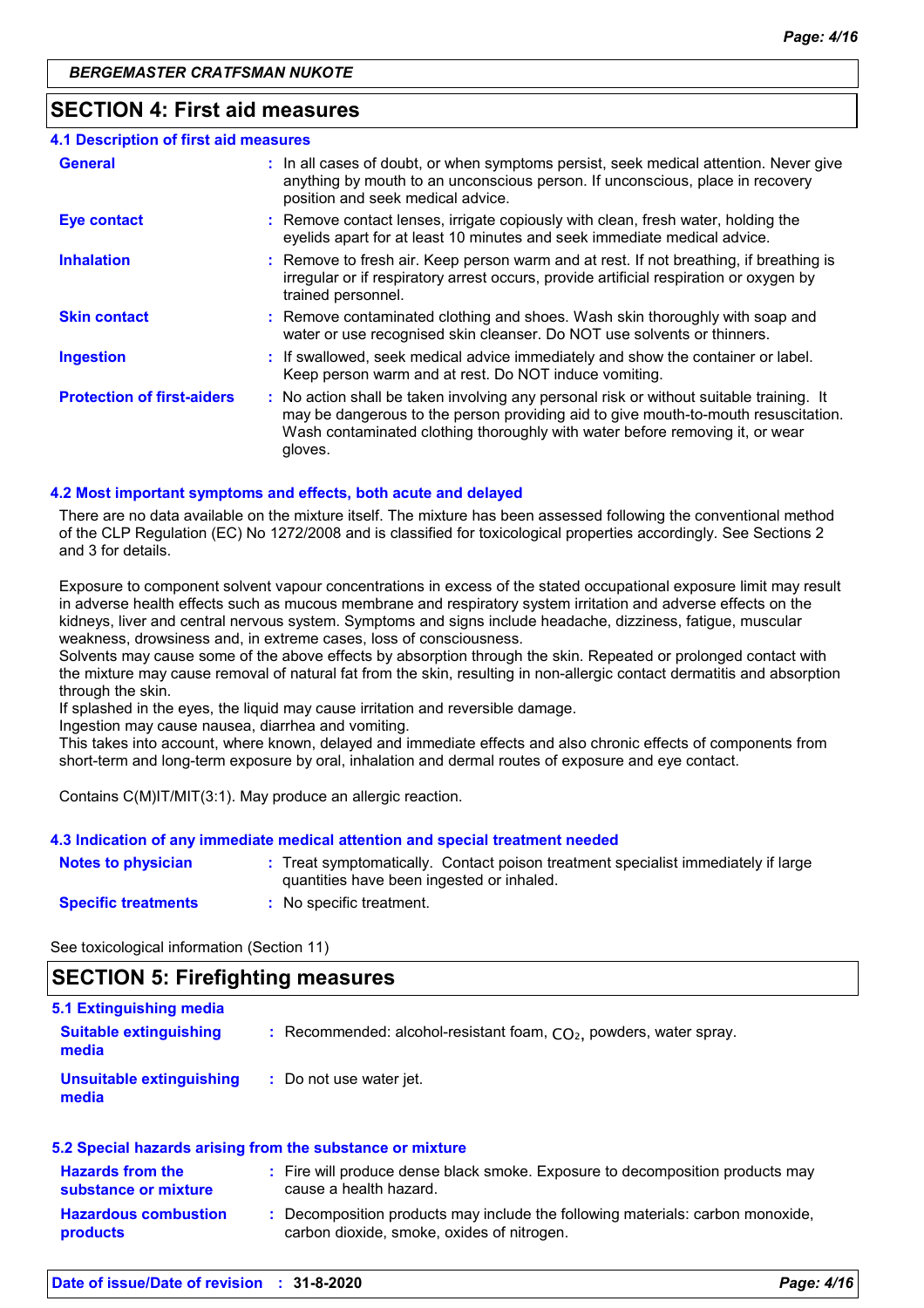## SECTION 4: First aid measures

### 4.1 Description of first aid measures

**General** : In all cases of doubt, or when symptoms persist, seek medical attention. Never give anything by mouth to an unconscious person. If unconscious, place in recovery position and seek medical advice.

**Eye contact** : Remove contact lenses, irrigate copiously with clean, fresh water, holding the eyelids apart for at least 10 minutes and seek immediate medical advice.

**Inhalation** : Remove to fresh air. Keep person warm and at rest. If not breathing, if breathing is irregular or if respiratory arrest occurs, provide artificial respiration or oxygen by trained personnel.

**Skin contact** : Remove contaminated clothing and shoes. Wash skin thoroughly with soap and water or use recognised skin cleanser. Do NOT use solvents or thinners.

**Ingestion** : If swallowed, seek medical advice immediately and show the container or label. Keep person warm and at rest. Do NOT induce vomiting.

**Protection of first-aiders** : No action shall be taken involving any personal risk or without suitable training. It may be dangerous to the person providing aid to give mouth-to-mouth resuscitation. Wash contaminated clothing thoroughly with water before removing it, or wear gloves.

### 4.2 Most important symptoms and effects, both acute and delayed

There are no data available on the mixture itself. The mixture has been assessed following the conventional method of the CLP Regulation (EC) No 1272/2008 and is classified for toxicological properties accordingly. See Sections 2 and 3 for details.

Exposure to component solvent vapour concentrations in excess of the stated occupational exposure limit may result in adverse health effects such as mucous membrane and respiratory system irritation and adverse effects on the kidneys, liver and central nervous system. Symptoms and signs include headache, dizziness, fatigue, muscular weakness, drowsiness and, in extreme cases, loss of consciousness.
Solvents may cause some of the above effects by absorption through the skin. Repeated or prolonged contact with the mixture may cause removal of natural fat from the skin, resulting in non-allergic contact dermatitis and absorption through the skin.
If splashed in the eyes, the liquid may cause irritation and reversible damage.
Ingestion may cause nausea, diarrhea and vomiting.
This takes into account, where known, delayed and immediate effects and also chronic effects of components from short-term and long-term exposure by oral, inhalation and dermal routes of exposure and eye contact.

Contains C(M)IT/MIT(3:1). May produce an allergic reaction.

### 4.3 Indication of any immediate medical attention and special treatment needed

**Notes to physician** : Treat symptomatically. Contact poison treatment specialist immediately if large quantities have been ingested or inhaled.

**Specific treatments** : No specific treatment.

See toxicological information (Section 11)

## SECTION 5: Firefighting measures

### 5.1 Extinguishing media

**Suitable extinguishing media** : Recommended: alcohol-resistant foam, $CO_2$, powders, water spray.

**Unsuitable extinguishing media** : Do not use water jet.

### 5.2 Special hazards arising from the substance or mixture

**Hazards from the substance or mixture** : Fire will produce dense black smoke. Exposure to decomposition products may cause a health hazard.

**Hazardous combustion products** : Decomposition products may include the following materials: carbon monoxide, carbon dioxide, smoke, oxides of nitrogen.

**Date of issue/Date of revision** : **31-8-2020**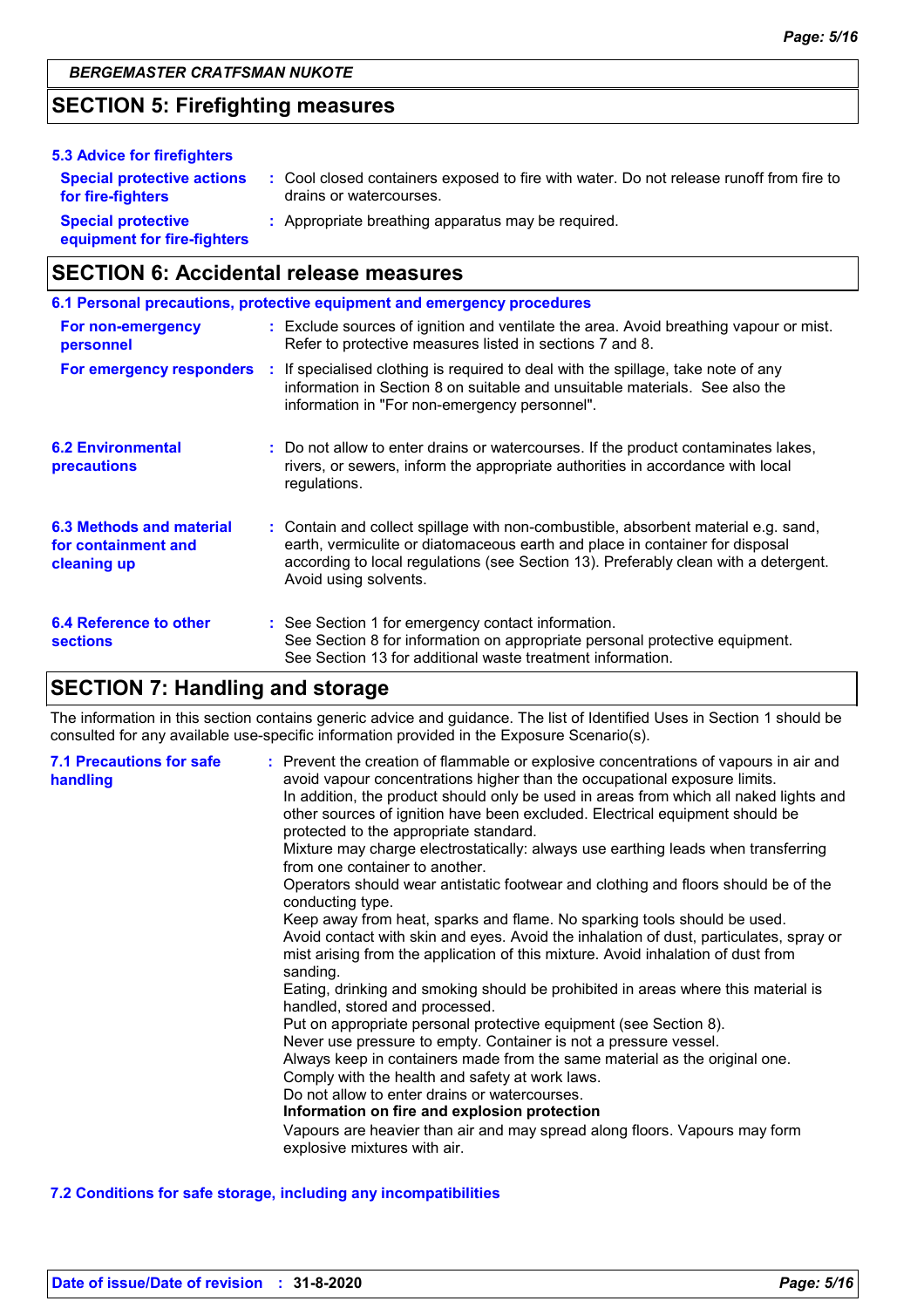## SECTION 5: Firefighting measures

### 5.3 Advice for firefighters

**Special protective actions for fire-fighters** : Cool closed containers exposed to fire with water. Do not release runoff from fire to drains or watercourses.

**Special protective equipment for fire-fighters** : Appropriate breathing apparatus may be required.

## SECTION 6: Accidental release measures

### 6.1 Personal precautions, protective equipment and emergency procedures

**For non-emergency personnel** : Exclude sources of ignition and ventilate the area. Avoid breathing vapour or mist. Refer to protective measures listed in sections 7 and 8.

**For emergency responders** : If specialised clothing is required to deal with the spillage, take note of any information in Section 8 on suitable and unsuitable materials. See also the information in "For non-emergency personnel".

### 6.2 Environmental precautions

: Do not allow to enter drains or watercourses. If the product contaminates lakes, rivers, or sewers, inform the appropriate authorities in accordance with local regulations.

### 6.3 Methods and material for containment and cleaning up

: Contain and collect spillage with non-combustible, absorbent material e.g. sand, earth, vermiculite or diatomaceous earth and place in container for disposal according to local regulations (see Section 13). Preferably clean with a detergent. Avoid using solvents.

### 6.4 Reference to other sections

: See Section 1 for emergency contact information.
See Section 8 for information on appropriate personal protective equipment.
See Section 13 for additional waste treatment information.

## SECTION 7: Handling and storage

The information in this section contains generic advice and guidance. The list of Identified Uses in Section 1 should be consulted for any available use-specific information provided in the Exposure Scenario(s).

### 7.1 Precautions for safe handling

: Prevent the creation of flammable or explosive concentrations of vapours in air and avoid vapour concentrations higher than the occupational exposure limits.
In addition, the product should only be used in areas from which all naked lights and other sources of ignition have been excluded. Electrical equipment should be protected to the appropriate standard.
Mixture may charge electrostatically: always use earthing leads when transferring from one container to another.
Operators should wear antistatic footwear and clothing and floors should be of the conducting type.
Keep away from heat, sparks and flame. No sparking tools should be used.
Avoid contact with skin and eyes. Avoid the inhalation of dust, particulates, spray or mist arising from the application of this mixture. Avoid inhalation of dust from sanding.
Eating, drinking and smoking should be prohibited in areas where this material is handled, stored and processed.
Put on appropriate personal protective equipment (see Section 8).
Never use pressure to empty. Container is not a pressure vessel.
Always keep in containers made from the same material as the original one.
Comply with the health and safety at work laws.
Do not allow to enter drains or watercourses.

**Information on fire and explosion protection**

Vapours are heavier than air and may spread along floors. Vapours may form explosive mixtures with air.

### 7.2 Conditions for safe storage, including any incompatibilities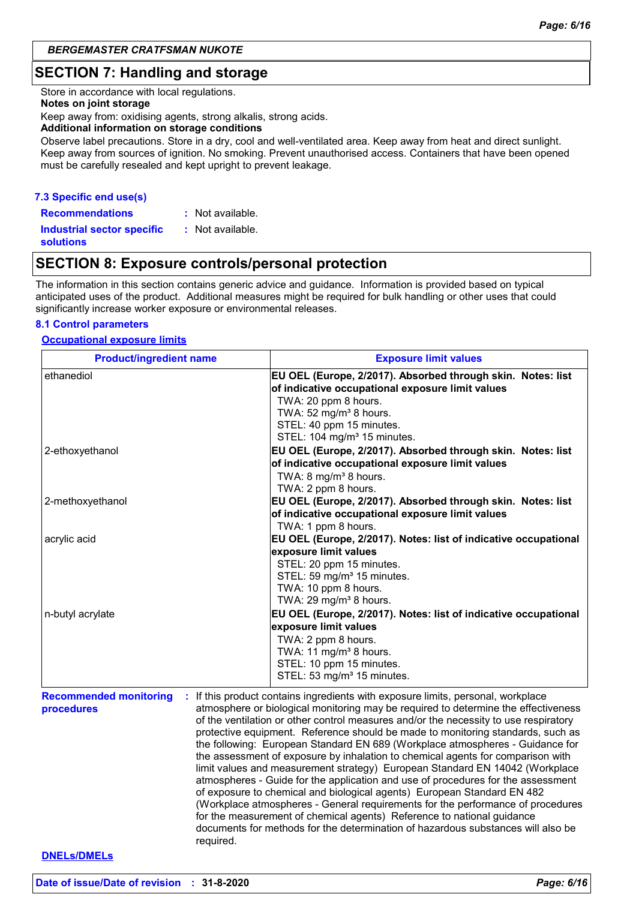## SECTION 7: Handling and storage

Store in accordance with local regulations.

**Notes on joint storage**

Keep away from: oxidising agents, strong alkalis, strong acids.

**Additional information on storage conditions**

Observe label precautions. Store in a dry, cool and well-ventilated area. Keep away from heat and direct sunlight. Keep away from sources of ignition. No smoking. Prevent unauthorised access. Containers that have been opened must be carefully resealed and kept upright to prevent leakage.

### 7.3 Specific end use(s)

**Recommendations** : Not available.

**Industrial sector specific solutions** : Not available.

## SECTION 8: Exposure controls/personal protection

The information in this section contains generic advice and guidance. Information is provided based on typical anticipated uses of the product. Additional measures might be required for bulk handling or other uses that could significantly increase worker exposure or environmental releases.

### 8.1 Control parameters

**Occupational exposure limits**

| Product/ingredient name | Exposure limit values |
|---|---|
| ethanediol | **EU OEL (Europe, 2/2017). Absorbed through skin. Notes: list of indicative occupational exposure limit values**<br>TWA: 20 ppm 8 hours.<br>TWA: 52 mg/m³ 8 hours.<br>STEL: 40 ppm 15 minutes.<br>STEL: 104 mg/m³ 15 minutes. |
| 2-ethoxyethanol | **EU OEL (Europe, 2/2017). Absorbed through skin. Notes: list of indicative occupational exposure limit values**<br>TWA: 8 mg/m³ 8 hours.<br>TWA: 2 ppm 8 hours. |
| 2-methoxyethanol | **EU OEL (Europe, 2/2017). Absorbed through skin. Notes: list of indicative occupational exposure limit values**<br>TWA: 1 ppm 8 hours. |
| acrylic acid | **EU OEL (Europe, 2/2017). Notes: list of indicative occupational exposure limit values**<br>STEL: 20 ppm 15 minutes.<br>STEL: 59 mg/m³ 15 minutes.<br>TWA: 10 ppm 8 hours.<br>TWA: 29 mg/m³ 8 hours. |
| n-butyl acrylate | **EU OEL (Europe, 2/2017). Notes: list of indicative occupational exposure limit values**<br>TWA: 2 ppm 8 hours.<br>TWA: 11 mg/m³ 8 hours.<br>STEL: 10 ppm 15 minutes.<br>STEL: 53 mg/m³ 15 minutes. |

**Recommended monitoring procedures** : If this product contains ingredients with exposure limits, personal, workplace atmosphere or biological monitoring may be required to determine the effectiveness of the ventilation or other control measures and/or the necessity to use respiratory protective equipment. Reference should be made to monitoring standards, such as the following: European Standard EN 689 (Workplace atmospheres - Guidance for the assessment of exposure by inhalation to chemical agents for comparison with limit values and measurement strategy) European Standard EN 14042 (Workplace atmospheres - Guide for the application and use of procedures for the assessment of exposure to chemical and biological agents) European Standard EN 482 (Workplace atmospheres - General requirements for the performance of procedures for the measurement of chemical agents) Reference to national guidance documents for methods for the determination of hazardous substances will also be required.

**DNELs/DMELs**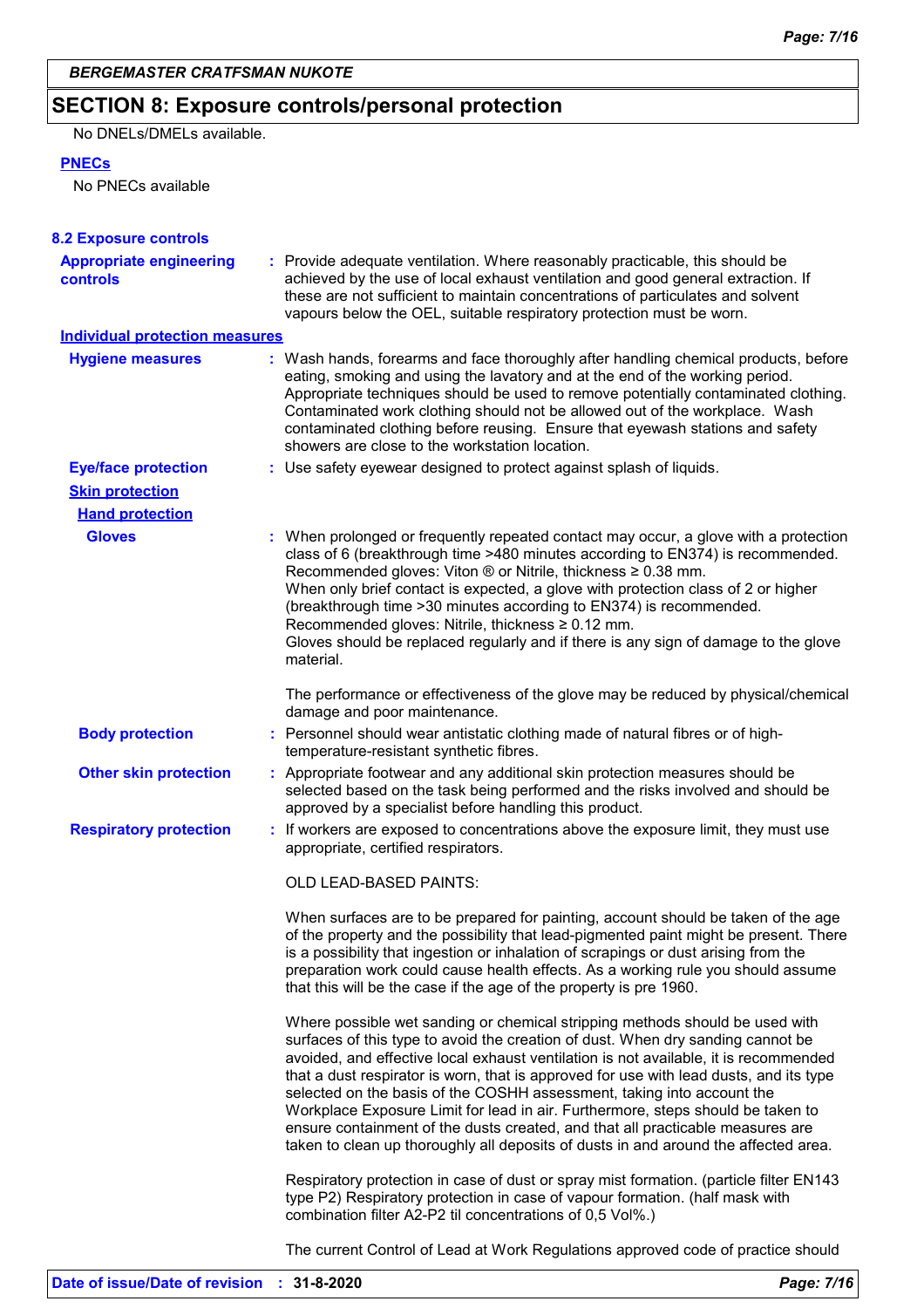BERGEMASTER CRATFSMAN NUKOTE

## SECTION 8: Exposure controls/personal protection

No DNELs/DMELs available.

**PNECs**

No PNECs available

### 8.2 Exposure controls

**Appropriate engineering controls** : Provide adequate ventilation. Where reasonably practicable, this should be achieved by the use of local exhaust ventilation and good general extraction. If these are not sufficient to maintain concentrations of particulates and solvent vapours below the OEL, suitable respiratory protection must be worn.

**Individual protection measures**

**Hygiene measures** : Wash hands, forearms and face thoroughly after handling chemical products, before eating, smoking and using the lavatory and at the end of the working period. Appropriate techniques should be used to remove potentially contaminated clothing. Contaminated work clothing should not be allowed out of the workplace. Wash contaminated clothing before reusing. Ensure that eyewash stations and safety showers are close to the workstation location.

**Eye/face protection** : Use safety eyewear designed to protect against splash of liquids.

**Skin protection**

**Hand protection**

**Gloves** : When prolonged or frequently repeated contact may occur, a glove with a protection class of 6 (breakthrough time >480 minutes according to EN374) is recommended. Recommended gloves: Viton ® or Nitrile, thickness ≥ 0.38 mm.
When only brief contact is expected, a glove with protection class of 2 or higher (breakthrough time >30 minutes according to EN374) is recommended.
Recommended gloves: Nitrile, thickness ≥ 0.12 mm.
Gloves should be replaced regularly and if there is any sign of damage to the glove material.

The performance or effectiveness of the glove may be reduced by physical/chemical damage and poor maintenance.

**Body protection** : Personnel should wear antistatic clothing made of natural fibres or of high-temperature-resistant synthetic fibres.

**Other skin protection** : Appropriate footwear and any additional skin protection measures should be selected based on the task being performed and the risks involved and should be approved by a specialist before handling this product.

**Respiratory protection** : If workers are exposed to concentrations above the exposure limit, they must use appropriate, certified respirators.

OLD LEAD-BASED PAINTS:

When surfaces are to be prepared for painting, account should be taken of the age of the property and the possibility that lead-pigmented paint might be present. There is a possibility that ingestion or inhalation of scrapings or dust arising from the preparation work could cause health effects. As a working rule you should assume that this will be the case if the age of the property is pre 1960.

Where possible wet sanding or chemical stripping methods should be used with surfaces of this type to avoid the creation of dust. When dry sanding cannot be avoided, and effective local exhaust ventilation is not available, it is recommended that a dust respirator is worn, that is approved for use with lead dusts, and its type selected on the basis of the COSHH assessment, taking into account the Workplace Exposure Limit for lead in air. Furthermore, steps should be taken to ensure containment of the dusts created, and that all practicable measures are taken to clean up thoroughly all deposits of dusts in and around the affected area.

Respiratory protection in case of dust or spray mist formation. (particle filter EN143 type P2) Respiratory protection in case of vapour formation. (half mask with combination filter A2-P2 til concentrations of 0,5 Vol%.)

The current Control of Lead at Work Regulations approved code of practice should

**Date of issue/Date of revision** : **31-8-2020**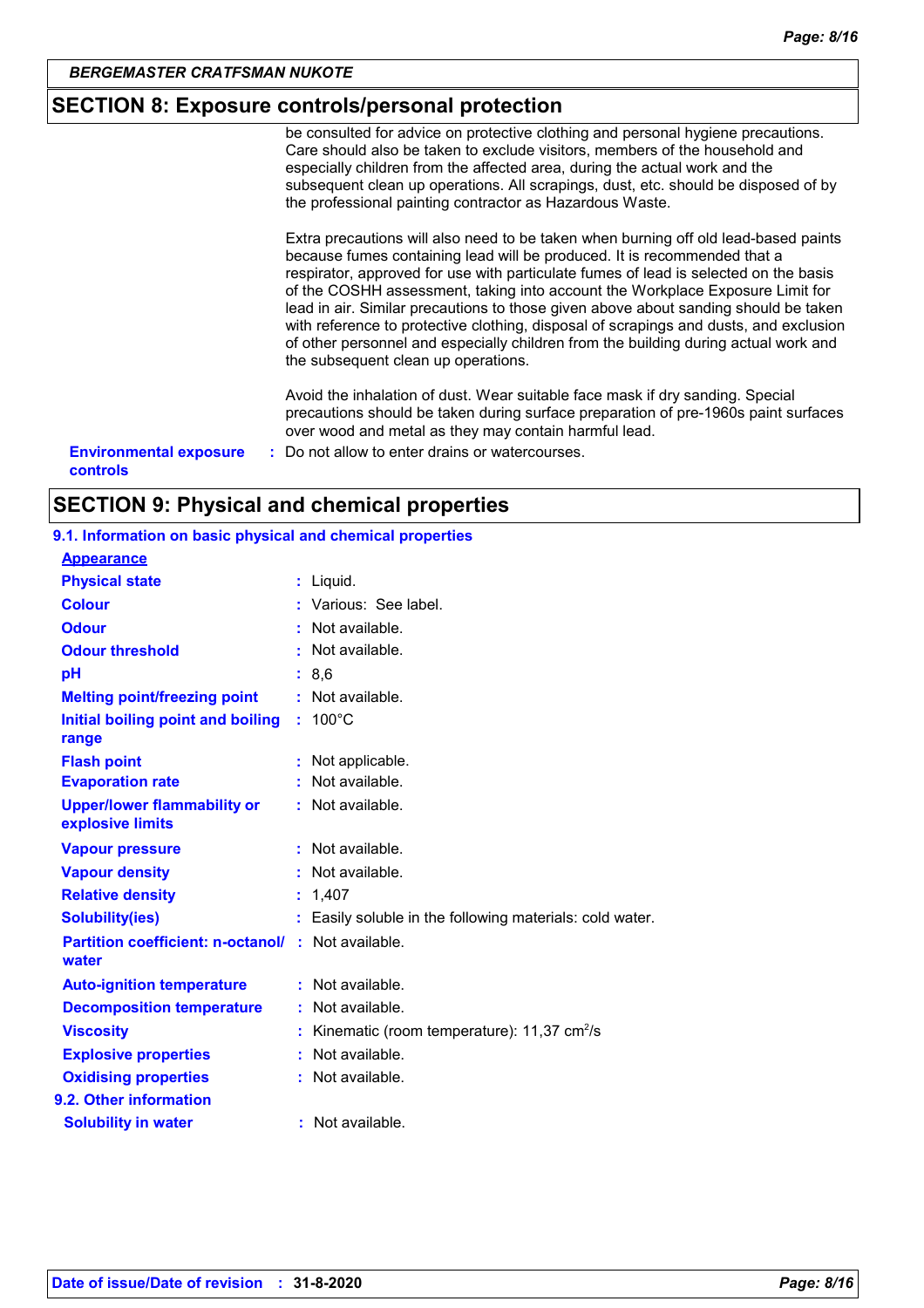## SECTION 8: Exposure controls/personal protection

be consulted for advice on protective clothing and personal hygiene precautions. Care should also be taken to exclude visitors, members of the household and especially children from the affected area, during the actual work and the subsequent clean up operations. All scrapings, dust, etc. should be disposed of by the professional painting contractor as Hazardous Waste.

Extra precautions will also need to be taken when burning off old lead-based paints because fumes containing lead will be produced. It is recommended that a respirator, approved for use with particulate fumes of lead is selected on the basis of the COSHH assessment, taking into account the Workplace Exposure Limit for lead in air. Similar precautions to those given above about sanding should be taken with reference to protective clothing, disposal of scrapings and dusts, and exclusion of other personnel and especially children from the building during actual work and the subsequent clean up operations.

Avoid the inhalation of dust. Wear suitable face mask if dry sanding. Special precautions should be taken during surface preparation of pre-1960s paint surfaces over wood and metal as they may contain harmful lead.

**Environmental exposure controls** : Do not allow to enter drains or watercourses.

## SECTION 9: Physical and chemical properties

### 9.1. Information on basic physical and chemical properties

**Appearance**

| | |
|---|---|
| **Physical state** | : Liquid. |
| **Colour** | : Various: See label. |
| **Odour** | : Not available. |
| **Odour threshold** | : Not available. |
| **pH** | : 8,6 |
| **Melting point/freezing point** | : Not available. |
| **Initial boiling point and boiling range** | : 100°C |
| **Flash point** | : Not applicable. |
| **Evaporation rate** | : Not available. |
| **Upper/lower flammability or explosive limits** | : Not available. |
| **Vapour pressure** | : Not available. |
| **Vapour density** | : Not available. |
| **Relative density** | : 1,407 |
| **Solubility(ies)** | : Easily soluble in the following materials: cold water. |
| **Partition coefficient: n-octanol/ water** | : Not available. |
| **Auto-ignition temperature** | : Not available. |
| **Decomposition temperature** | : Not available. |
| **Viscosity** | : Kinematic (room temperature): 11,37 $cm^2/s$ |
| **Explosive properties** | : Not available. |
| **Oxidising properties** | : Not available. |

### 9.2. Other information

| | |
|---|---|
| **Solubility in water** | : Not available. |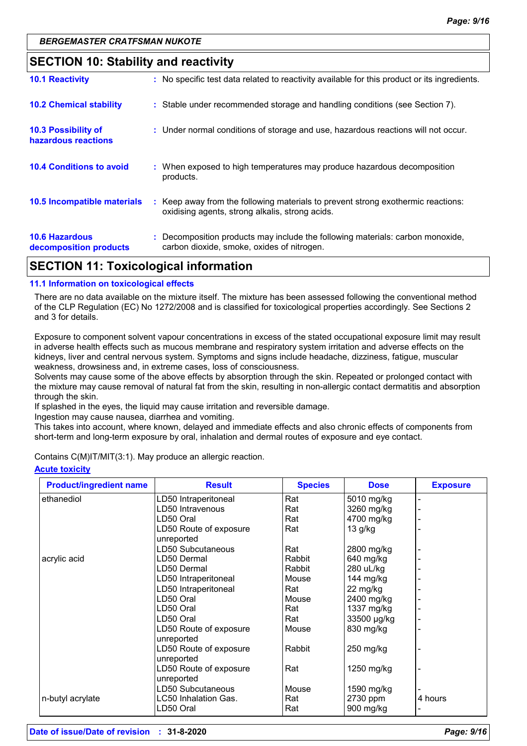**BERGEMASTER CRATFSMAN NUKOTE**

## SECTION 10: Stability and reactivity

| | |
|---|---|
| **10.1 Reactivity** | : No specific test data related to reactivity available for this product or its ingredients. |
| **10.2 Chemical stability** | : Stable under recommended storage and handling conditions (see Section 7). |
| **10.3 Possibility of hazardous reactions** | : Under normal conditions of storage and use, hazardous reactions will not occur. |
| **10.4 Conditions to avoid** | : When exposed to high temperatures may produce hazardous decomposition products. |
| **10.5 Incompatible materials** | : Keep away from the following materials to prevent strong exothermic reactions: oxidising agents, strong alkalis, strong acids. |
| **10.6 Hazardous decomposition products** | : Decomposition products may include the following materials: carbon monoxide, carbon dioxide, smoke, oxides of nitrogen. |

## SECTION 11: Toxicological information

### 11.1 Information on toxicological effects

There are no data available on the mixture itself. The mixture has been assessed following the conventional method of the CLP Regulation (EC) No 1272/2008 and is classified for toxicological properties accordingly. See Sections 2 and 3 for details.

Exposure to component solvent vapour concentrations in excess of the stated occupational exposure limit may result in adverse health effects such as mucous membrane and respiratory system irritation and adverse effects on the kidneys, liver and central nervous system. Symptoms and signs include headache, dizziness, fatigue, muscular weakness, drowsiness and, in extreme cases, loss of consciousness.
Solvents may cause some of the above effects by absorption through the skin. Repeated or prolonged contact with the mixture may cause removal of natural fat from the skin, resulting in non-allergic contact dermatitis and absorption through the skin.
If splashed in the eyes, the liquid may cause irritation and reversible damage.
Ingestion may cause nausea, diarrhea and vomiting.
This takes into account, where known, delayed and immediate effects and also chronic effects of components from short-term and long-term exposure by oral, inhalation and dermal routes of exposure and eye contact.

Contains C(M)IT/MIT(3:1). May produce an allergic reaction.

**Acute toxicity**

| Product/ingredient name | Result | Species | Dose | Exposure |
|---|---|---|---|---|
| ethanediol | LD50 Intraperitoneal | Rat | 5010 mg/kg | - |
| | LD50 Intravenous | Rat | 3260 mg/kg | - |
| | LD50 Oral | Rat | 4700 mg/kg | - |
| | LD50 Route of exposure unreported | Rat | 13 g/kg | - |
| | LD50 Subcutaneous | Rat | 2800 mg/kg | - |
| acrylic acid | LD50 Dermal | Rabbit | 640 mg/kg | - |
| | LD50 Dermal | Rabbit | 280 uL/kg | - |
| | LD50 Intraperitoneal | Mouse | 144 mg/kg | - |
| | LD50 Intraperitoneal | Rat | 22 mg/kg | - |
| | LD50 Oral | Mouse | 2400 mg/kg | - |
| | LD50 Oral | Rat | 1337 mg/kg | - |
| | LD50 Oral | Rat | 33500 µg/kg | - |
| | LD50 Route of exposure unreported | Mouse | 830 mg/kg | - |
| | LD50 Route of exposure unreported | Rabbit | 250 mg/kg | - |
| | LD50 Route of exposure unreported | Rat | 1250 mg/kg | - |
| | LD50 Subcutaneous | Mouse | 1590 mg/kg | - |
| n-butyl acrylate | LC50 Inhalation Gas. | Rat | 2730 ppm | 4 hours |
| | LD50 Oral | Rat | 900 mg/kg | - |

**Date of issue/Date of revision** : **31-8-2020**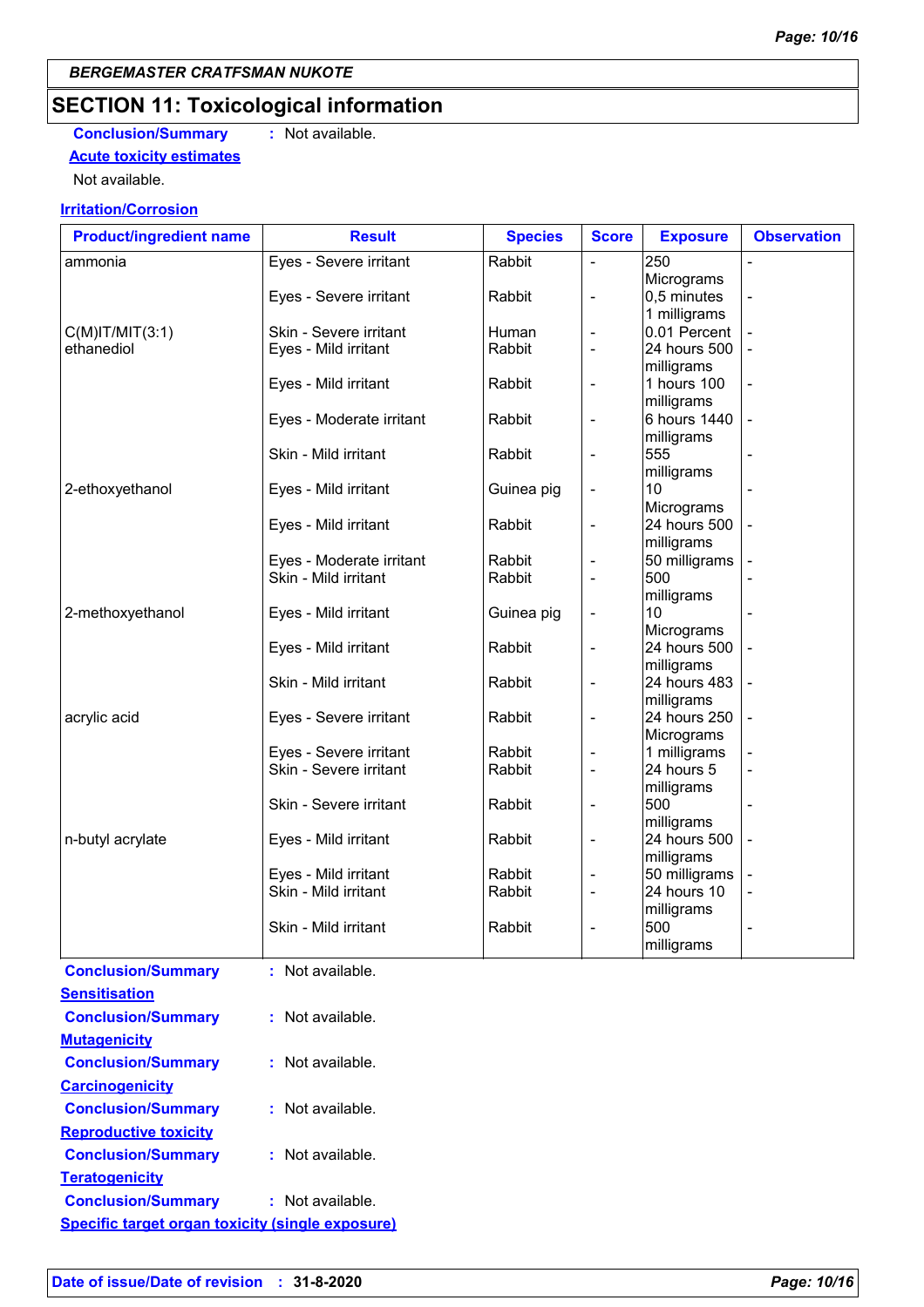**BERGEMASTER CRATFSMAN NUKOTE**

## SECTION 11: Toxicological information

**Conclusion/Summary** : Not available.

**Acute toxicity estimates**

Not available.

**Irritation/Corrosion**

| Product/ingredient name | Result | Species | Score | Exposure | Observation |
|---|---|---|---|---|---|
| ammonia | Eyes - Severe irritant | Rabbit | - | 250 Micrograms | - |
| | Eyes - Severe irritant | Rabbit | - | 0,5 minutes 1 milligrams | - |
| C(M)IT/MIT(3:1) | Skin - Severe irritant | Human | - | 0.01 Percent | - |
| ethanediol | Eyes - Mild irritant | Rabbit | - | 24 hours 500 milligrams | - |
| | Eyes - Mild irritant | Rabbit | - | 1 hours 100 milligrams | - |
| | Eyes - Moderate irritant | Rabbit | - | 6 hours 1440 milligrams | - |
| | Skin - Mild irritant | Rabbit | - | 555 milligrams | - |
| 2-ethoxyethanol | Eyes - Mild irritant | Guinea pig | - | 10 Micrograms | - |
| | Eyes - Mild irritant | Rabbit | - | 24 hours 500 milligrams | - |
| | Eyes - Moderate irritant | Rabbit | - | 50 milligrams | - |
| | Skin - Mild irritant | Rabbit | - | 500 milligrams | - |
| 2-methoxyethanol | Eyes - Mild irritant | Guinea pig | - | 10 Micrograms | - |
| | Eyes - Mild irritant | Rabbit | - | 24 hours 500 milligrams | - |
| | Skin - Mild irritant | Rabbit | - | 24 hours 483 milligrams | - |
| acrylic acid | Eyes - Severe irritant | Rabbit | - | 24 hours 250 Micrograms | - |
| | Eyes - Severe irritant | Rabbit | - | 1 milligrams | - |
| | Skin - Severe irritant | Rabbit | - | 24 hours 5 milligrams | - |
| | Skin - Severe irritant | Rabbit | - | 500 milligrams | - |
| n-butyl acrylate | Eyes - Mild irritant | Rabbit | - | 24 hours 500 milligrams | - |
| | Eyes - Mild irritant | Rabbit | - | 50 milligrams | - |
| | Skin - Mild irritant | Rabbit | - | 24 hours 10 milligrams | - |
| | Skin - Mild irritant | Rabbit | - | 500 milligrams | - |

**Conclusion/Summary** : Not available.

**Sensitisation**

**Conclusion/Summary** : Not available.

**Mutagenicity**

**Conclusion/Summary** : Not available.

**Carcinogenicity**

**Conclusion/Summary** : Not available.

**Reproductive toxicity**

**Conclusion/Summary** : Not available.

**Teratogenicity**

**Conclusion/Summary** : Not available.

**Specific target organ toxicity (single exposure)**

**Date of issue/Date of revision** : **31-8-2020**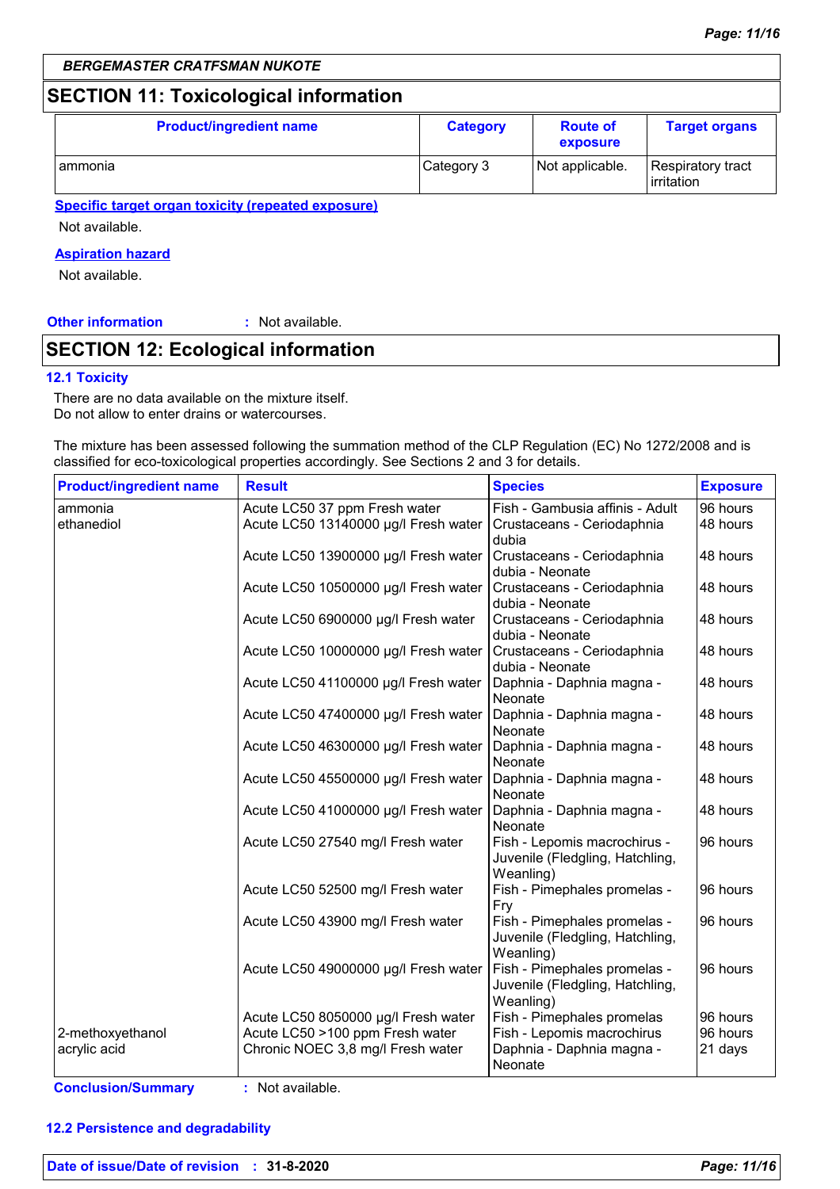**BERGEMASTER CRATFSMAN NUKOTE**

## SECTION 11: Toxicological information

| Product/ingredient name | Category | Route of exposure | Target organs |
|---|---|---|---|
| ammonia | Category 3 | Not applicable. | Respiratory tract irritation |

**Specific target organ toxicity (repeated exposure)**

Not available.

**Aspiration hazard**

Not available.

**Other information** : Not available.

## SECTION 12: Ecological information

### 12.1 Toxicity

There are no data available on the mixture itself.
Do not allow to enter drains or watercourses.

The mixture has been assessed following the summation method of the CLP Regulation (EC) No 1272/2008 and is classified for eco-toxicological properties accordingly. See Sections 2 and 3 for details.

| Product/ingredient name | Result | Species | Exposure |
|---|---|---|---|
| ammonia | Acute LC50 37 ppm Fresh water | Fish - Gambusia affinis - Adult | 96 hours |
| ethanediol | Acute LC50 13140000 µg/l Fresh water | Crustaceans - Ceriodaphnia dubia | 48 hours |
| | Acute LC50 13900000 µg/l Fresh water | Crustaceans - Ceriodaphnia dubia - Neonate | 48 hours |
| | Acute LC50 10500000 µg/l Fresh water | Crustaceans - Ceriodaphnia dubia - Neonate | 48 hours |
| | Acute LC50 6900000 µg/l Fresh water | Crustaceans - Ceriodaphnia dubia - Neonate | 48 hours |
| | Acute LC50 10000000 µg/l Fresh water | Crustaceans - Ceriodaphnia dubia - Neonate | 48 hours |
| | Acute LC50 41100000 µg/l Fresh water | Daphnia - Daphnia magna - Neonate | 48 hours |
| | Acute LC50 47400000 µg/l Fresh water | Daphnia - Daphnia magna - Neonate | 48 hours |
| | Acute LC50 46300000 µg/l Fresh water | Daphnia - Daphnia magna - Neonate | 48 hours |
| | Acute LC50 45500000 µg/l Fresh water | Daphnia - Daphnia magna - Neonate | 48 hours |
| | Acute LC50 41000000 µg/l Fresh water | Daphnia - Daphnia magna - Neonate | 48 hours |
| | Acute LC50 27540 mg/l Fresh water | Fish - Lepomis macrochirus - Juvenile (Fledgling, Hatchling, Weanling) | 96 hours |
| | Acute LC50 52500 mg/l Fresh water | Fish - Pimephales promelas - Fry | 96 hours |
| | Acute LC50 43900 mg/l Fresh water | Fish - Pimephales promelas - Juvenile (Fledgling, Hatchling, Weanling) | 96 hours |
| | Acute LC50 49000000 µg/l Fresh water | Fish - Pimephales promelas - Juvenile (Fledgling, Hatchling, Weanling) | 96 hours |
| | Acute LC50 8050000 µg/l Fresh water | Fish - Pimephales promelas | 96 hours |
| 2-methoxyethanol | Acute LC50 >100 ppm Fresh water | Fish - Lepomis macrochirus | 96 hours |
| acrylic acid | Chronic NOEC 3,8 mg/l Fresh water | Daphnia - Daphnia magna - Neonate | 21 days |

**Conclusion/Summary** : Not available.

### 12.2 Persistence and degradability

**Date of issue/Date of revision** : **31-8-2020**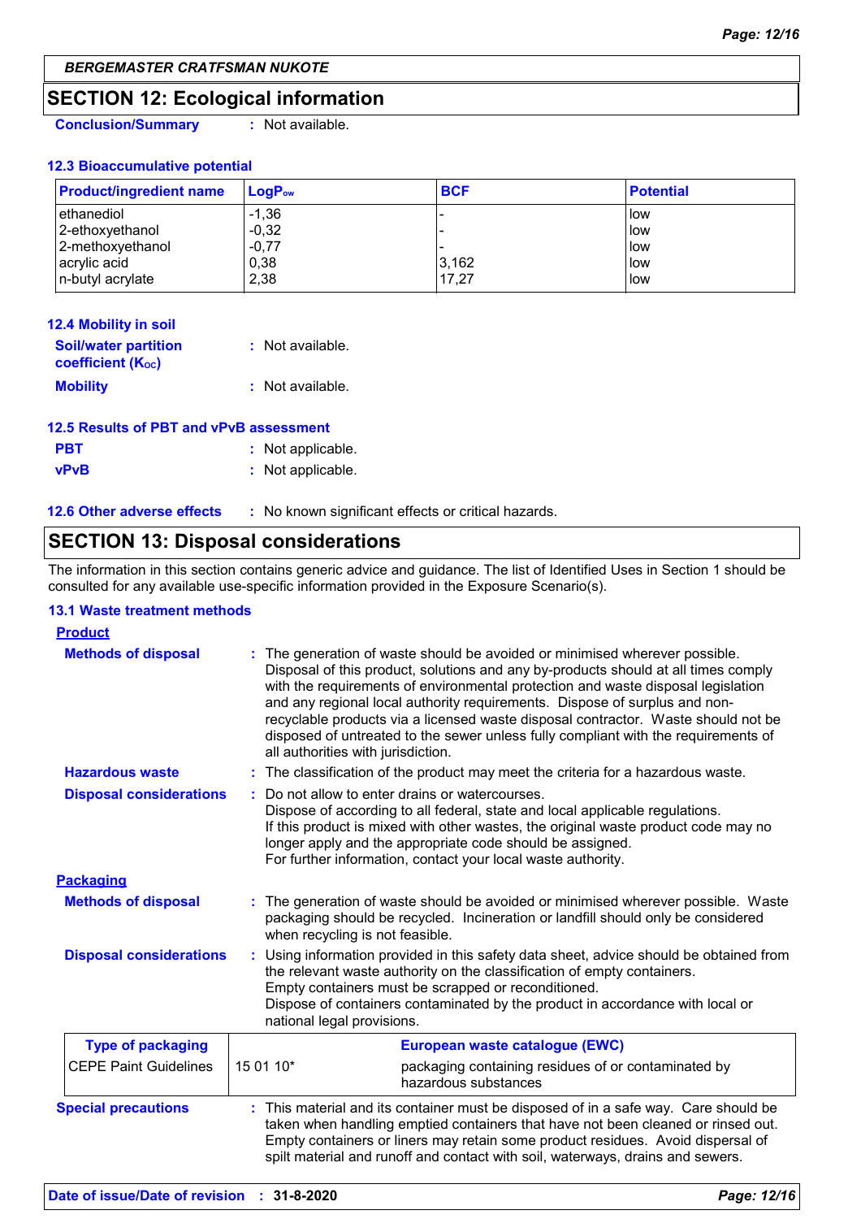**BERGEMASTER CRATFSMAN NUKOTE**

## SECTION 12: Ecological information

**Conclusion/Summary** : Not available.

### 12.3 Bioaccumulative potential

| Product/ingredient name | $LogP_{ow}$ | BCF | Potential |
|---|---|---|---|
| ethanediol | -1,36 | - | low |
| 2-ethoxyethanol | -0,32 | - | low |
| 2-methoxyethanol | -0,77 | - | low |
| acrylic acid | 0,38 | 3,162 | low |
| n-butyl acrylate | 2,38 | 17,27 | low |

### 12.4 Mobility in soil

**Soil/water partition coefficient ($K_{OC}$)** : Not available.

**Mobility** : Not available.

### 12.5 Results of PBT and vPvB assessment

**PBT** : Not applicable.

**vPvB** : Not applicable.

### 12.6 Other adverse effects

: No known significant effects or critical hazards.

## SECTION 13: Disposal considerations

The information in this section contains generic advice and guidance. The list of Identified Uses in Section 1 should be consulted for any available use-specific information provided in the Exposure Scenario(s).

### 13.1 Waste treatment methods

**Product**

**Methods of disposal** : The generation of waste should be avoided or minimised wherever possible. Disposal of this product, solutions and any by-products should at all times comply with the requirements of environmental protection and waste disposal legislation and any regional local authority requirements. Dispose of surplus and non-recyclable products via a licensed waste disposal contractor. Waste should not be disposed of untreated to the sewer unless fully compliant with the requirements of all authorities with jurisdiction.

**Hazardous waste** : The classification of the product may meet the criteria for a hazardous waste.

**Disposal considerations** : Do not allow to enter drains or watercourses.
Dispose of according to all federal, state and local applicable regulations.
If this product is mixed with other wastes, the original waste product code may no longer apply and the appropriate code should be assigned.
For further information, contact your local waste authority.

**Packaging**

**Methods of disposal** : The generation of waste should be avoided or minimised wherever possible. Waste packaging should be recycled. Incineration or landfill should only be considered when recycling is not feasible.

**Disposal considerations** : Using information provided in this safety data sheet, advice should be obtained from the relevant waste authority on the classification of empty containers.
Empty containers must be scrapped or reconditioned.
Dispose of containers contaminated by the product in accordance with local or national legal provisions.

| Type of packaging | European waste catalogue (EWC) | |
|---|---|---|
| CEPE Paint Guidelines | 15 01 10* | packaging containing residues of or contaminated by hazardous substances |

**Special precautions** : This material and its container must be disposed of in a safe way. Care should be taken when handling emptied containers that have not been cleaned or rinsed out. Empty containers or liners may retain some product residues. Avoid dispersal of spilt material and runoff and contact with soil, waterways, drains and sewers.

**Date of issue/Date of revision** : 31-8-2020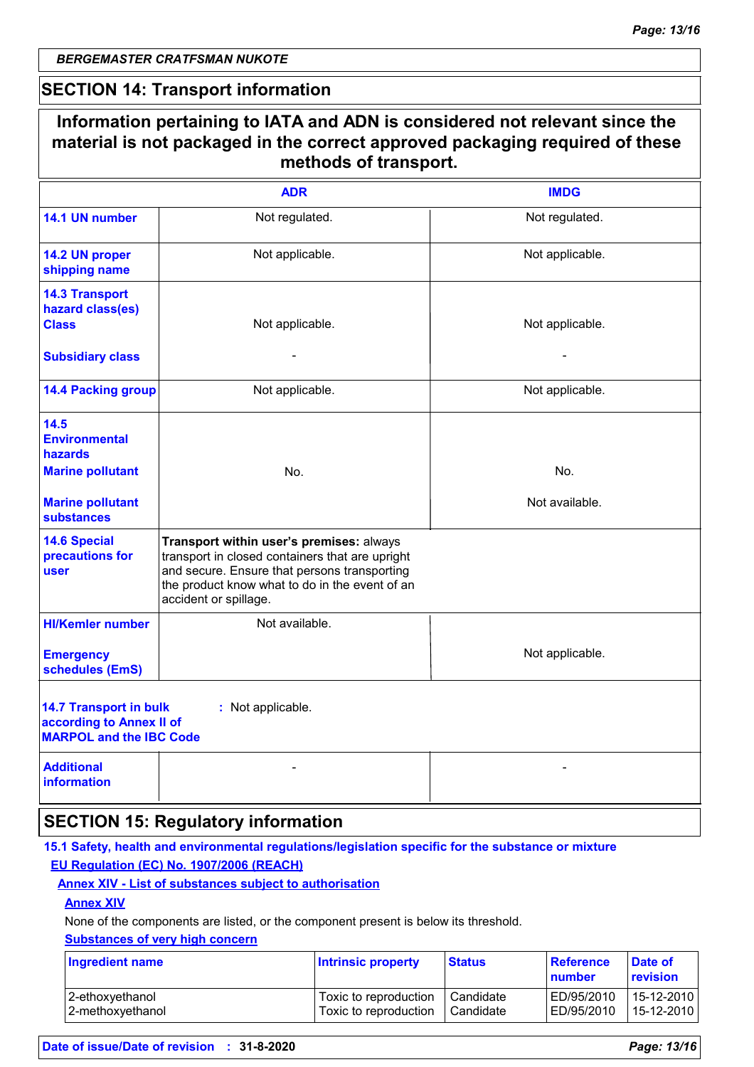## SECTION 14: Transport information

**Information pertaining to IATA and ADN is considered not relevant since the material is not packaged in the correct approved packaging required of these methods of transport.**

| | ADR | IMDG |
|---|---|---|
| **14.1 UN number** | Not regulated. | Not regulated. |
| **14.2 UN proper shipping name** | Not applicable. | Not applicable. |
| **14.3 Transport hazard class(es)** **Class** | Not applicable. | Not applicable. |
| **Subsidiary class** | - | - |
| **14.4 Packing group** | Not applicable. | Not applicable. |
| **14.5 Environmental hazards** **Marine pollutant** | No. | No. |
| **Marine pollutant substances** | | Not available. |
| **14.6 Special precautions for user** | **Transport within user's premises:** always transport in closed containers that are upright and secure. Ensure that persons transporting the product know what to do in the event of an accident or spillage. | |
| **HI/Kemler number** | Not available. | |
| **Emergency schedules (EmS)** | | Not applicable. |

**14.7 Transport in bulk according to Annex II of MARPOL and the IBC Code** : Not applicable.

| **Additional information** | - | - |
|---|---|---|

## SECTION 15: Regulatory information

**15.1 Safety, health and environmental regulations/legislation specific for the substance or mixture**

**EU Regulation (EC) No. 1907/2006 (REACH)**

**Annex XIV - List of substances subject to authorisation**

**Annex XIV**

None of the components are listed, or the component present is below its threshold.

**Substances of very high concern**

| Ingredient name | Intrinsic property | Status | Reference number | Date of revision |
|---|---|---|---|---|
| 2-ethoxyethanol | Toxic to reproduction | Candidate | ED/95/2010 | 15-12-2010 |
| 2-methoxyethanol | Toxic to reproduction | Candidate | ED/95/2010 | 15-12-2010 |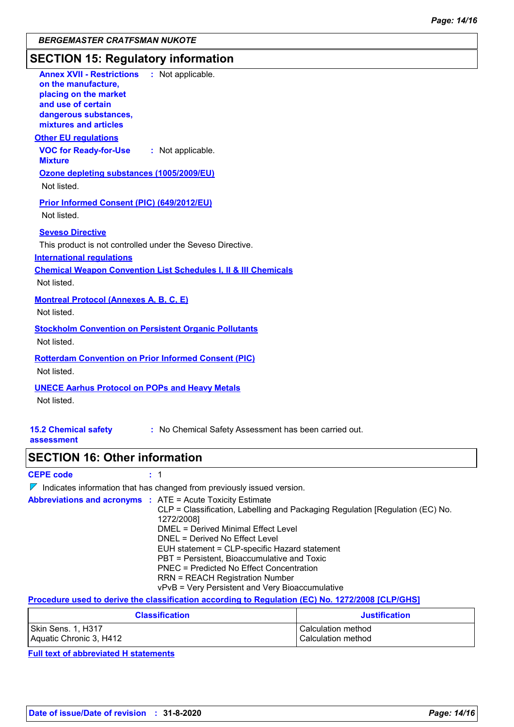## SECTION 15: Regulatory information

**Annex XVII - Restrictions on the manufacture, placing on the market and use of certain dangerous substances, mixtures and articles** : Not applicable.

**Other EU regulations**

**VOC for Ready-for-Use Mixture** : Not applicable.

**Ozone depleting substances (1005/2009/EU)**

Not listed.

**Prior Informed Consent (PIC) (649/2012/EU)**

Not listed.

**Seveso Directive**

This product is not controlled under the Seveso Directive.

**International regulations**

**Chemical Weapon Convention List Schedules I, II & III Chemicals**

Not listed.

**Montreal Protocol (Annexes A, B, C, E)**

Not listed.

**Stockholm Convention on Persistent Organic Pollutants**

Not listed.

**Rotterdam Convention on Prior Informed Consent (PIC)**

Not listed.

**UNECE Aarhus Protocol on POPs and Heavy Metals**

Not listed.

**15.2 Chemical safety assessment** : No Chemical Safety Assessment has been carried out.

## SECTION 16: Other information

**CEPE code** : 1

Indicates information that has changed from previously issued version.

**Abbreviations and acronyms** : ATE = Acute Toxicity Estimate
CLP = Classification, Labelling and Packaging Regulation [Regulation (EC) No. 1272/2008]
DMEL = Derived Minimal Effect Level
DNEL = Derived No Effect Level
EUH statement = CLP-specific Hazard statement
PBT = Persistent, Bioaccumulative and Toxic
PNEC = Predicted No Effect Concentration
RRN = REACH Registration Number
vPvB = Very Persistent and Very Bioaccumulative

**Procedure used to derive the classification according to Regulation (EC) No. 1272/2008 [CLP/GHS]**

| Classification | Justification |
|---|---|
| Skin Sens. 1, H317<br>Aquatic Chronic 3, H412 | Calculation method<br>Calculation method |

**Full text of abbreviated H statements**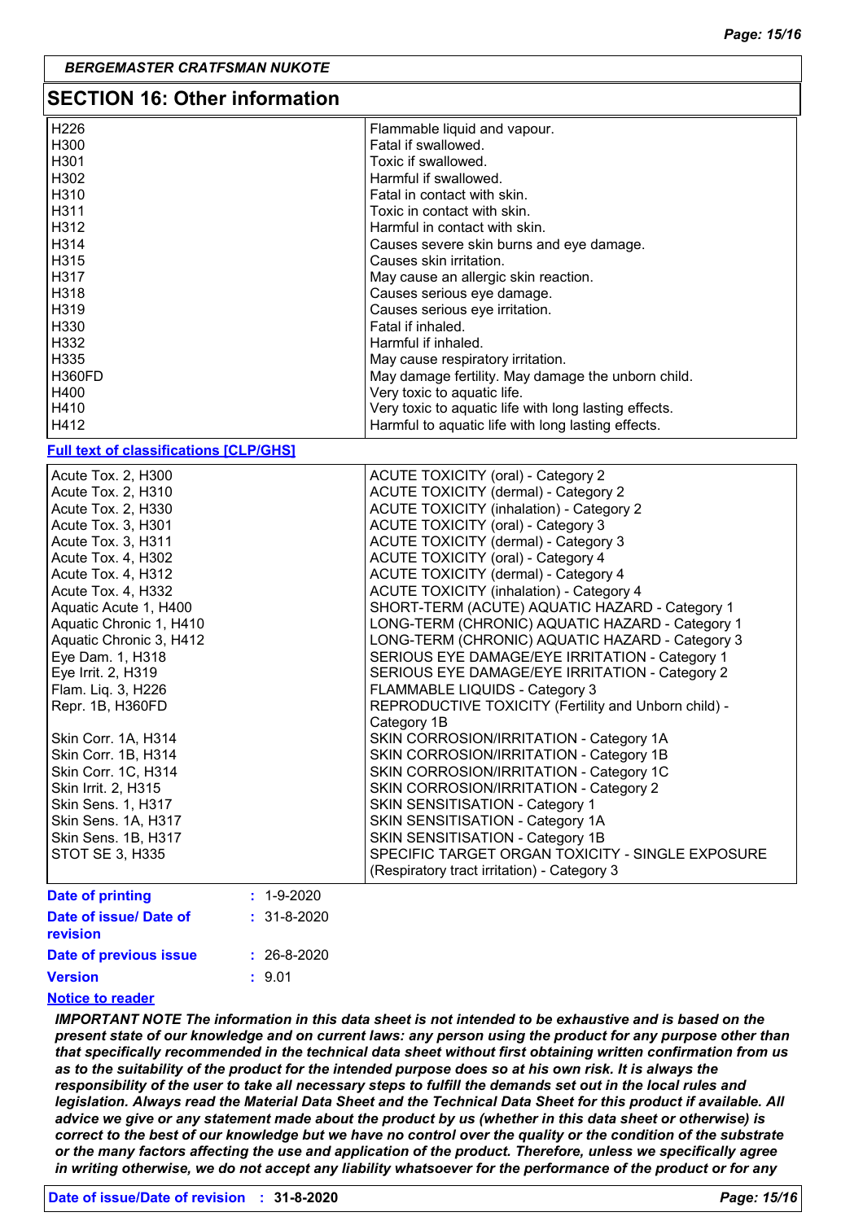## SECTION 16: Other information

| | |
|---|---|
| H226 | Flammable liquid and vapour. |
| H300 | Fatal if swallowed. |
| H301 | Toxic if swallowed. |
| H302 | Harmful if swallowed. |
| H310 | Fatal in contact with skin. |
| H311 | Toxic in contact with skin. |
| H312 | Harmful in contact with skin. |
| H314 | Causes severe skin burns and eye damage. |
| H315 | Causes skin irritation. |
| H317 | May cause an allergic skin reaction. |
| H318 | Causes serious eye damage. |
| H319 | Causes serious eye irritation. |
| H330 | Fatal if inhaled. |
| H332 | Harmful if inhaled. |
| H335 | May cause respiratory irritation. |
| H360FD | May damage fertility. May damage the unborn child. |
| H400 | Very toxic to aquatic life. |
| H410 | Very toxic to aquatic life with long lasting effects. |
| H412 | Harmful to aquatic life with long lasting effects. |

**Full text of classifications [CLP/GHS]**

| | |
|---|---|
| Acute Tox. 2, H300 | ACUTE TOXICITY (oral) - Category 2 |
| Acute Tox. 2, H310 | ACUTE TOXICITY (dermal) - Category 2 |
| Acute Tox. 2, H330 | ACUTE TOXICITY (inhalation) - Category 2 |
| Acute Tox. 3, H301 | ACUTE TOXICITY (oral) - Category 3 |
| Acute Tox. 3, H311 | ACUTE TOXICITY (dermal) - Category 3 |
| Acute Tox. 4, H302 | ACUTE TOXICITY (oral) - Category 4 |
| Acute Tox. 4, H312 | ACUTE TOXICITY (dermal) - Category 4 |
| Acute Tox. 4, H332 | ACUTE TOXICITY (inhalation) - Category 4 |
| Aquatic Acute 1, H400 | SHORT-TERM (ACUTE) AQUATIC HAZARD - Category 1 |
| Aquatic Chronic 1, H410 | LONG-TERM (CHRONIC) AQUATIC HAZARD - Category 1 |
| Aquatic Chronic 3, H412 | LONG-TERM (CHRONIC) AQUATIC HAZARD - Category 3 |
| Eye Dam. 1, H318 | SERIOUS EYE DAMAGE/EYE IRRITATION - Category 1 |
| Eye Irrit. 2, H319 | SERIOUS EYE DAMAGE/EYE IRRITATION - Category 2 |
| Flam. Liq. 3, H226 | FLAMMABLE LIQUIDS - Category 3 |
| Repr. 1B, H360FD | REPRODUCTIVE TOXICITY (Fertility and Unborn child) - Category 1B |
| Skin Corr. 1A, H314 | SKIN CORROSION/IRRITATION - Category 1A |
| Skin Corr. 1B, H314 | SKIN CORROSION/IRRITATION - Category 1B |
| Skin Corr. 1C, H314 | SKIN CORROSION/IRRITATION - Category 1C |
| Skin Irrit. 2, H315 | SKIN CORROSION/IRRITATION - Category 2 |
| Skin Sens. 1, H317 | SKIN SENSITISATION - Category 1 |
| Skin Sens. 1A, H317 | SKIN SENSITISATION - Category 1A |
| Skin Sens. 1B, H317 | SKIN SENSITISATION - Category 1B |
| STOT SE 3, H335 | SPECIFIC TARGET ORGAN TOXICITY - SINGLE EXPOSURE (Respiratory tract irritation) - Category 3 |

**Date of printing** : 1-9-2020

**Date of issue/ Date of revision** : 31-8-2020

**Date of previous issue** : 26-8-2020

**Version** : 9.01

**Notice to reader**

***IMPORTANT NOTE The information in this data sheet is not intended to be exhaustive and is based on the present state of our knowledge and on current laws: any person using the product for any purpose other than that specifically recommended in the technical data sheet without first obtaining written confirmation from us as to the suitability of the product for the intended purpose does so at his own risk. It is always the responsibility of the user to take all necessary steps to fulfill the demands set out in the local rules and legislation. Always read the Material Data Sheet and the Technical Data Sheet for this product if available. All advice we give or any statement made about the product by us (whether in this data sheet or otherwise) is correct to the best of our knowledge but we have no control over the quality or the condition of the substrate or the many factors affecting the use and application of the product. Therefore, unless we specifically agree in writing otherwise, we do not accept any liability whatsoever for the performance of the product or for any***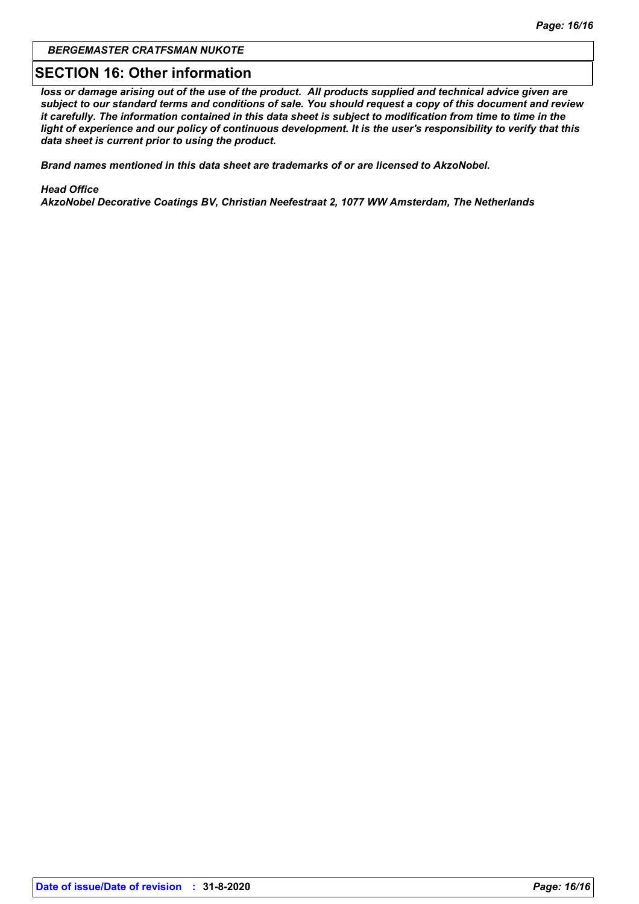## SECTION 16: Other information

***loss or damage arising out of the use of the product. All products supplied and technical advice given are subject to our standard terms and conditions of sale. You should request a copy of this document and review it carefully. The information contained in this data sheet is subject to modification from time to time in the light of experience and our policy of continuous development. It is the user's responsibility to verify that this data sheet is current prior to using the product.***

***Brand names mentioned in this data sheet are trademarks of or are licensed to AkzoNobel.***

***Head Office***
***AkzoNobel Decorative Coatings BV, Christian Neefestraat 2, 1077 WW Amsterdam, The Netherlands***

**Date of issue/Date of revision : 31-8-2020**